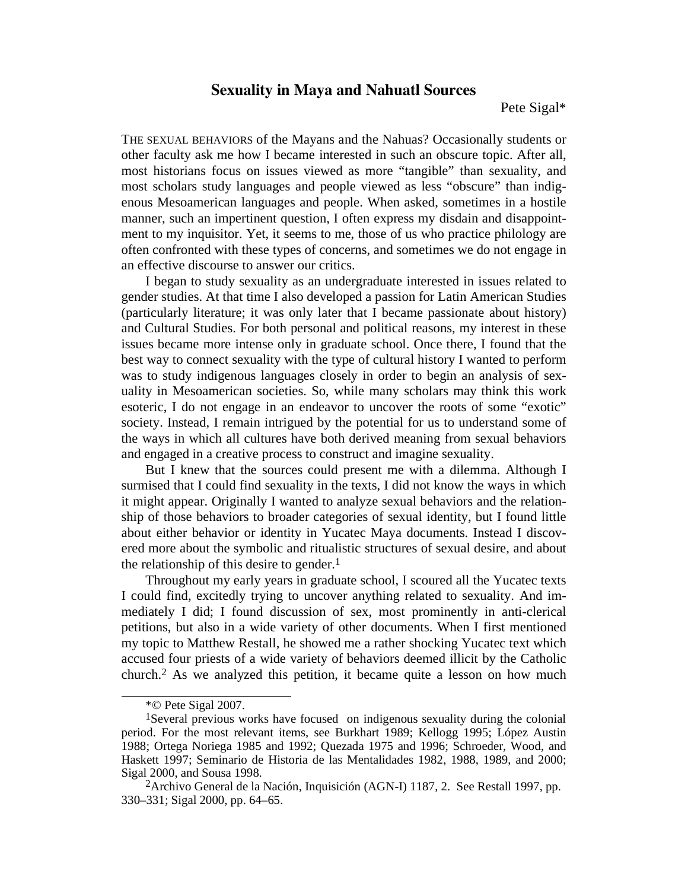# Sexuality in Maya and Nahuatl Sources

Pete Sigal*

THE SEXUAL BEHAVIORS of the Mayans and the Nahuas? Occasionally students or other faculty ask me how I became interested in such an obscure topic. After all, most historians focus on issues viewed as more "tangible" than sexuality, and most scholars study languages and people viewed as less "obscure" than indigenous Mesoamerican languages and people. When asked, sometimes in a hostile manner, such an impertinent question, I often express my disdain and disappointment to my inquisitor. Yet, it seems to me, those of us who practice philology are often confronted with these types of concerns, and sometimes we do not engage in an effective discourse to answer our critics.

I began to study sexuality as an undergraduate interested in issues related to gender studies. At that time I also developed a passion for Latin American Studies (particularly literature; it was only later that I became passionate about history) and Cultural Studies. For both personal and political reasons, my interest in these issues became more intense only in graduate school. Once there, I found that the best way to connect sexuality with the type of cultural history I wanted to perform was to study indigenous languages closely in order to begin an analysis of sexuality in Mesoamerican societies. So, while many scholars may think this work esoteric, I do not engage in an endeavor to uncover the roots of some "exotic" society. Instead, I remain intrigued by the potential for us to understand some of the ways in which all cultures have both derived meaning from sexual behaviors and engaged in a creative process to construct and imagine sexuality.

But I knew that the sources could present me with a dilemma. Although I surmised that I could find sexuality in the texts, I did not know the ways in which it might appear. Originally I wanted to analyze sexual behaviors and the relationship of those behaviors to broader categories of sexual identity, but I found little about either behavior or identity in Yucatec Maya documents. Instead I discovered more about the symbolic and ritualistic structures of sexual desire, and about the relationship of this desire to gender.[1]

Throughout my early years in graduate school, I scoured all the Yucatec texts I could find, excitedly trying to uncover anything related to sexuality. And immediately I did; I found discussion of sex, most prominently in anti-clerical petitions, but also in a wide variety of other documents. When I first mentioned my topic to Matthew Restall, he showed me a rather shocking Yucatec text which accused four priests of a wide variety of behaviors deemed illicit by the Catholic church.[2] As we analyzed this petition, it became quite a lesson on how much

---

*© Pete Sigal 2007.

[1]Several previous works have focused on indigenous sexuality during the colonial period. For the most relevant items, see Burkhart 1989; Kellogg 1995; López Austin 1988; Ortega Noriega 1985 and 1992; Quezada 1975 and 1996; Schroeder, Wood, and Haskett 1997; Seminario de Historia de las Mentalidades 1982, 1988, 1989, and 2000; Sigal 2000, and Sousa 1998.

[2]Archivo General de la Nación, Inquisición (AGN-I) 1187, 2. See Restall 1997, pp. 330–331; Sigal 2000, pp. 64–65.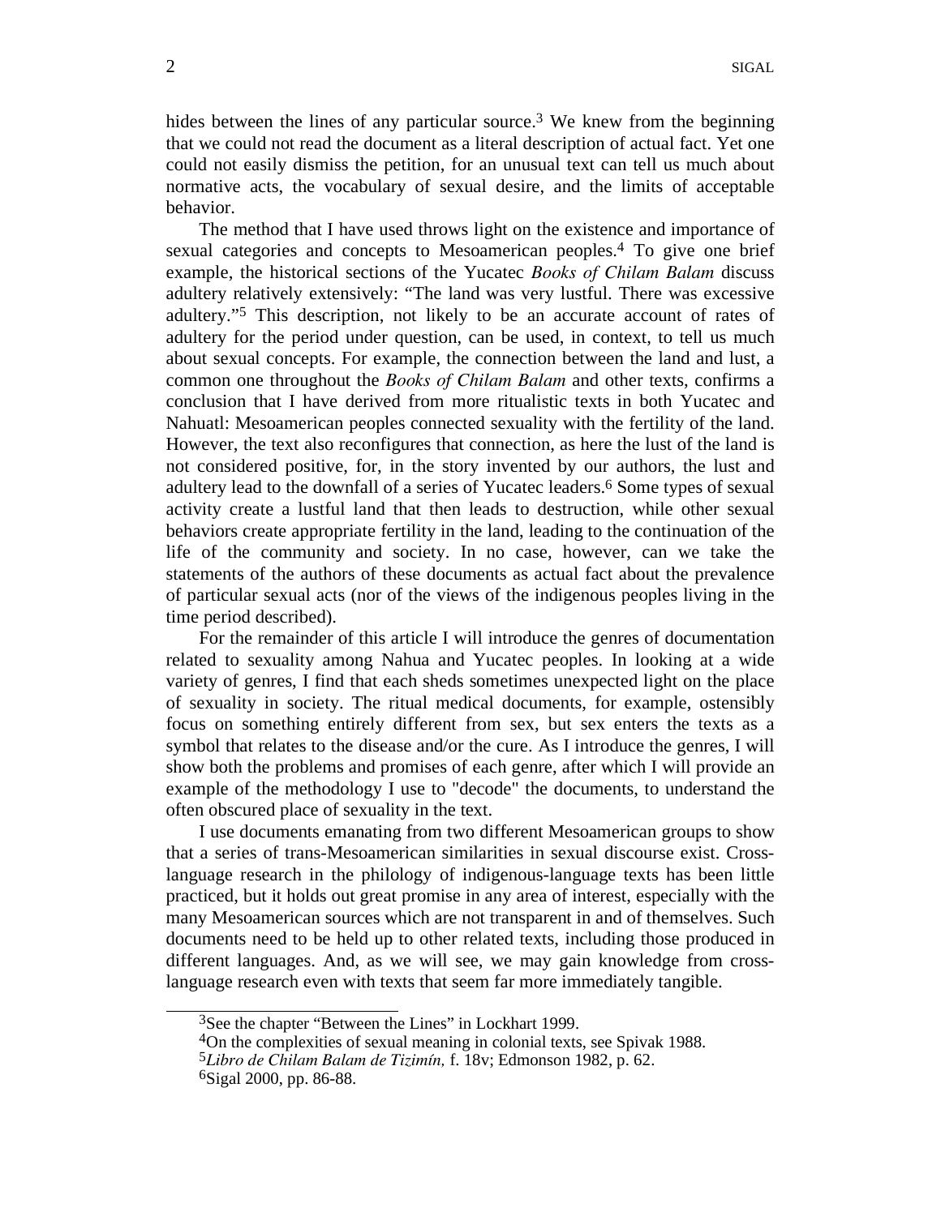hides between the lines of any particular source.[3] We knew from the beginning that we could not read the document as a literal description of actual fact. Yet one could not easily dismiss the petition, for an unusual text can tell us much about normative acts, the vocabulary of sexual desire, and the limits of acceptable behavior.

The method that I have used throws light on the existence and importance of sexual categories and concepts to Mesoamerican peoples.[4] To give one brief example, the historical sections of the Yucatec *Books of Chilam Balam* discuss adultery relatively extensively: "The land was very lustful. There was excessive adultery."[5] This description, not likely to be an accurate account of rates of adultery for the period under question, can be used, in context, to tell us much about sexual concepts. For example, the connection between the land and lust, a common one throughout the *Books of Chilam Balam* and other texts, confirms a conclusion that I have derived from more ritualistic texts in both Yucatec and Nahuatl: Mesoamerican peoples connected sexuality with the fertility of the land. However, the text also reconfigures that connection, as here the lust of the land is not considered positive, for, in the story invented by our authors, the lust and adultery lead to the downfall of a series of Yucatec leaders.[6] Some types of sexual activity create a lustful land that then leads to destruction, while other sexual behaviors create appropriate fertility in the land, leading to the continuation of the life of the community and society. In no case, however, can we take the statements of the authors of these documents as actual fact about the prevalence of particular sexual acts (nor of the views of the indigenous peoples living in the time period described).

For the remainder of this article I will introduce the genres of documentation related to sexuality among Nahua and Yucatec peoples. In looking at a wide variety of genres, I find that each sheds sometimes unexpected light on the place of sexuality in society. The ritual medical documents, for example, ostensibly focus on something entirely different from sex, but sex enters the texts as a symbol that relates to the disease and/or the cure. As I introduce the genres, I will show both the problems and promises of each genre, after which I will provide an example of the methodology I use to "decode" the documents, to understand the often obscured place of sexuality in the text.

I use documents emanating from two different Mesoamerican groups to show that a series of trans-Mesoamerican similarities in sexual discourse exist. Cross-language research in the philology of indigenous-language texts has been little practiced, but it holds out great promise in any area of interest, especially with the many Mesoamerican sources which are not transparent in and of themselves. Such documents need to be held up to other related texts, including those produced in different languages. And, as we will see, we may gain knowledge from cross-language research even with texts that seem far more immediately tangible.

---

[3] See the chapter "Between the Lines" in Lockhart 1999.

[4] On the complexities of sexual meaning in colonial texts, see Spivak 1988.

[5] *Libro de Chilam Balam de Tizimín,* f. 18v; Edmonson 1982, p. 62.

[6] Sigal 2000, pp. 86-88.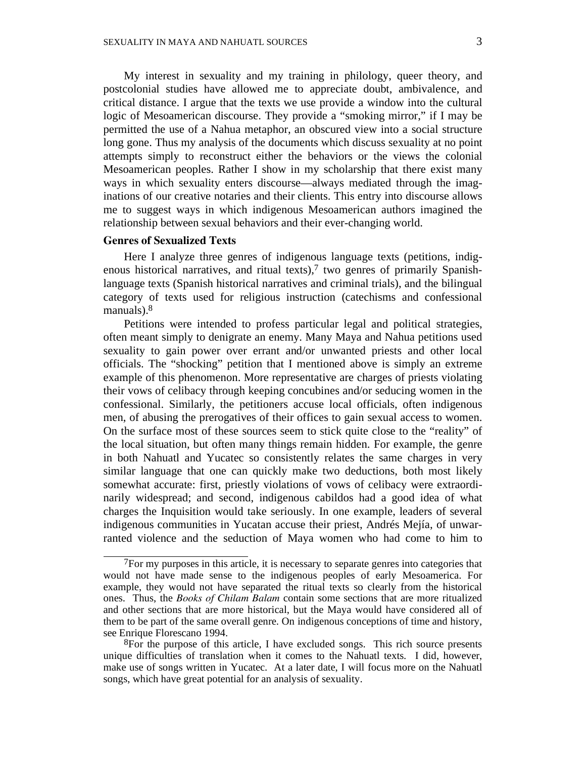My interest in sexuality and my training in philology, queer theory, and postcolonial studies have allowed me to appreciate doubt, ambivalence, and critical distance. I argue that the texts we use provide a window into the cultural logic of Mesoamerican discourse. They provide a "smoking mirror," if I may be permitted the use of a Nahua metaphor, an obscured view into a social structure long gone. Thus my analysis of the documents which discuss sexuality at no point attempts simply to reconstruct either the behaviors or the views the colonial Mesoamerican peoples. Rather I show in my scholarship that there exist many ways in which sexuality enters discourse—always mediated through the imaginations of our creative notaries and their clients. This entry into discourse allows me to suggest ways in which indigenous Mesoamerican authors imagined the relationship between sexual behaviors and their ever-changing world.

### Genres of Sexualized Texts

Here I analyze three genres of indigenous language texts (petitions, indigenous historical narratives, and ritual texts),[7] two genres of primarily Spanish-language texts (Spanish historical narratives and criminal trials), and the bilingual category of texts used for religious instruction (catechisms and confessional manuals).[8]

Petitions were intended to profess particular legal and political strategies, often meant simply to denigrate an enemy. Many Maya and Nahua petitions used sexuality to gain power over errant and/or unwanted priests and other local officials. The "shocking" petition that I mentioned above is simply an extreme example of this phenomenon. More representative are charges of priests violating their vows of celibacy through keeping concubines and/or seducing women in the confessional. Similarly, the petitioners accuse local officials, often indigenous men, of abusing the prerogatives of their offices to gain sexual access to women. On the surface most of these sources seem to stick quite close to the "reality" of the local situation, but often many things remain hidden. For example, the genre in both Nahuatl and Yucatec so consistently relates the same charges in very similar language that one can quickly make two deductions, both most likely somewhat accurate: first, priestly violations of vows of celibacy were extraordinarily widespread; and second, indigenous cabildos had a good idea of what charges the Inquisition would take seriously. In one example, leaders of several indigenous communities in Yucatan accuse their priest, Andrés Mejía, of unwarranted violence and the seduction of Maya women who had come to him to

---

[7]For my purposes in this article, it is necessary to separate genres into categories that would not have made sense to the indigenous peoples of early Mesoamerica. For example, they would not have separated the ritual texts so clearly from the historical ones. Thus, the *Books of Chilam Balam* contain some sections that are more ritualized and other sections that are more historical, but the Maya would have considered all of them to be part of the same overall genre. On indigenous conceptions of time and history, see Enrique Florescano 1994.

[8]For the purpose of this article, I have excluded songs. This rich source presents unique difficulties of translation when it comes to the Nahuatl texts. I did, however, make use of songs written in Yucatec. At a later date, I will focus more on the Nahuatl songs, which have great potential for an analysis of sexuality.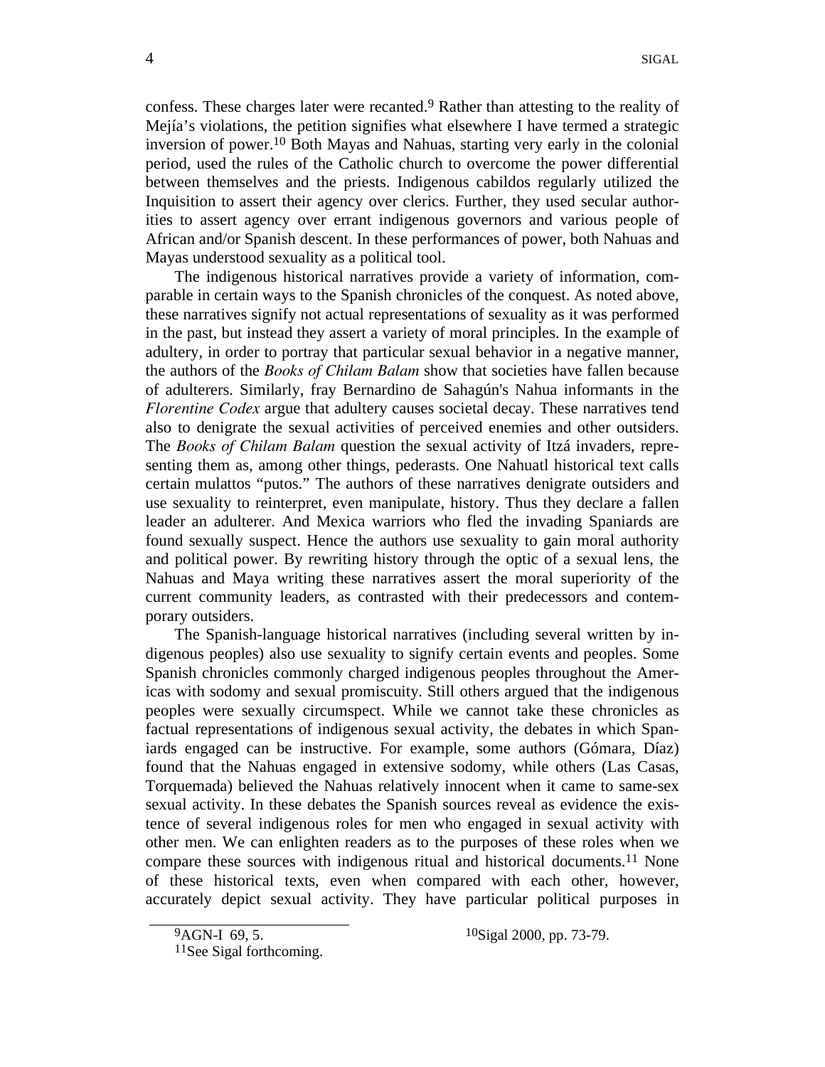confess. These charges later were recanted.[9] Rather than attesting to the reality of Mejía's violations, the petition signifies what elsewhere I have termed a strategic inversion of power.[10] Both Mayas and Nahuas, starting very early in the colonial period, used the rules of the Catholic church to overcome the power differential between themselves and the priests. Indigenous cabildos regularly utilized the Inquisition to assert their agency over clerics. Further, they used secular authorities to assert agency over errant indigenous governors and various people of African and/or Spanish descent. In these performances of power, both Nahuas and Mayas understood sexuality as a political tool.

The indigenous historical narratives provide a variety of information, comparable in certain ways to the Spanish chronicles of the conquest. As noted above, these narratives signify not actual representations of sexuality as it was performed in the past, but instead they assert a variety of moral principles. In the example of adultery, in order to portray that particular sexual behavior in a negative manner, the authors of the *Books of Chilam Balam* show that societies have fallen because of adulterers. Similarly, fray Bernardino de Sahagún's Nahua informants in the *Florentine Codex* argue that adultery causes societal decay. These narratives tend also to denigrate the sexual activities of perceived enemies and other outsiders. The *Books of Chilam Balam* question the sexual activity of Itzá invaders, representing them as, among other things, pederasts. One Nahuatl historical text calls certain mulattos "putos." The authors of these narratives denigrate outsiders and use sexuality to reinterpret, even manipulate, history. Thus they declare a fallen leader an adulterer. And Mexica warriors who fled the invading Spaniards are found sexually suspect. Hence the authors use sexuality to gain moral authority and political power. By rewriting history through the optic of a sexual lens, the Nahuas and Maya writing these narratives assert the moral superiority of the current community leaders, as contrasted with their predecessors and contemporary outsiders.

The Spanish-language historical narratives (including several written by indigenous peoples) also use sexuality to signify certain events and peoples. Some Spanish chronicles commonly charged indigenous peoples throughout the Americas with sodomy and sexual promiscuity. Still others argued that the indigenous peoples were sexually circumspect. While we cannot take these chronicles as factual representations of indigenous sexual activity, the debates in which Spaniards engaged can be instructive. For example, some authors (Gómara, Díaz) found that the Nahuas engaged in extensive sodomy, while others (Las Casas, Torquemada) believed the Nahuas relatively innocent when it came to same-sex sexual activity. In these debates the Spanish sources reveal as evidence the existence of several indigenous roles for men who engaged in sexual activity with other men. We can enlighten readers as to the purposes of these roles when we compare these sources with indigenous ritual and historical documents.[11] None of these historical texts, even when compared with each other, however, accurately depict sexual activity. They have particular political purposes in

---

[9] AGN-I 69, 5.

[10] Sigal 2000, pp. 73-79.

[11] See Sigal forthcoming.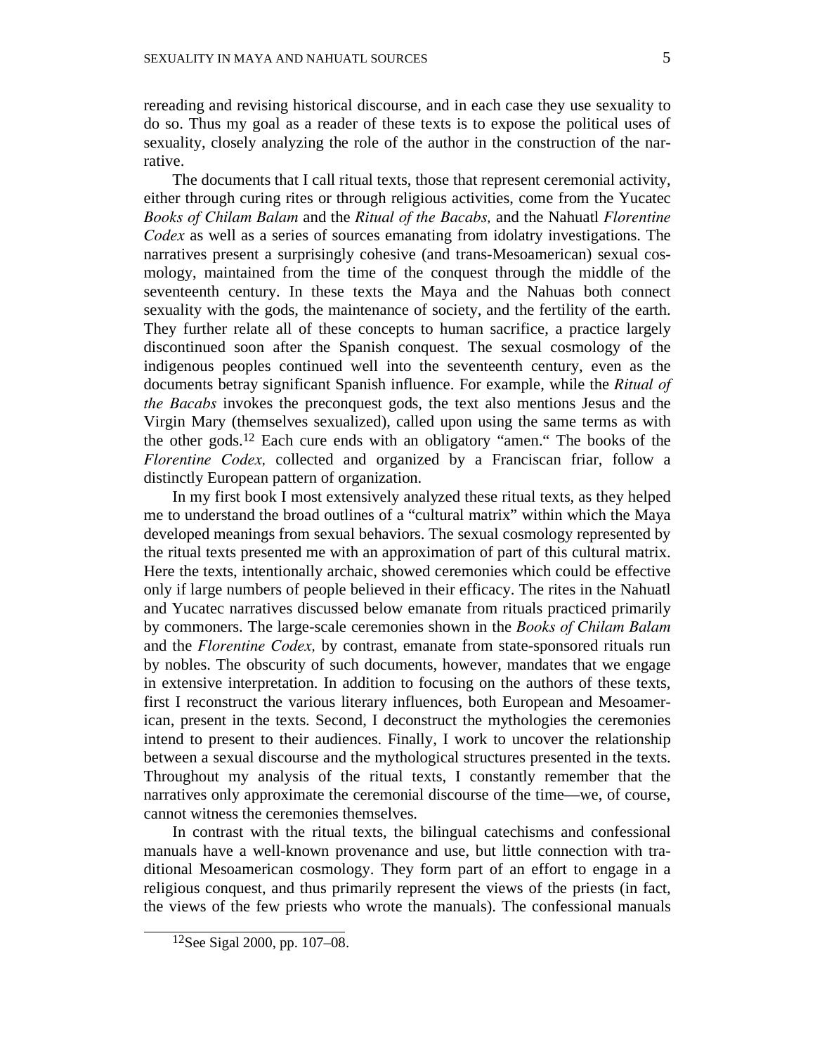rereading and revising historical discourse, and in each case they use sexuality to do so. Thus my goal as a reader of these texts is to expose the political uses of sexuality, closely analyzing the role of the author in the construction of the narrative.

The documents that I call ritual texts, those that represent ceremonial activity, either through curing rites or through religious activities, come from the Yucatec *Books of Chilam Balam* and the *Ritual of the Bacabs,* and the Nahuatl *Florentine Codex* as well as a series of sources emanating from idolatry investigations. The narratives present a surprisingly cohesive (and trans-Mesoamerican) sexual cosmology, maintained from the time of the conquest through the middle of the seventeenth century. In these texts the Maya and the Nahuas both connect sexuality with the gods, the maintenance of society, and the fertility of the earth. They further relate all of these concepts to human sacrifice, a practice largely discontinued soon after the Spanish conquest. The sexual cosmology of the indigenous peoples continued well into the seventeenth century, even as the documents betray significant Spanish influence. For example, while the *Ritual of the Bacabs* invokes the preconquest gods, the text also mentions Jesus and the Virgin Mary (themselves sexualized), called upon using the same terms as with the other gods.[12] Each cure ends with an obligatory "amen." The books of the *Florentine Codex,* collected and organized by a Franciscan friar, follow a distinctly European pattern of organization.

In my first book I most extensively analyzed these ritual texts, as they helped me to understand the broad outlines of a "cultural matrix" within which the Maya developed meanings from sexual behaviors. The sexual cosmology represented by the ritual texts presented me with an approximation of part of this cultural matrix. Here the texts, intentionally archaic, showed ceremonies which could be effective only if large numbers of people believed in their efficacy. The rites in the Nahuatl and Yucatec narratives discussed below emanate from rituals practiced primarily by commoners. The large-scale ceremonies shown in the *Books of Chilam Balam* and the *Florentine Codex,* by contrast, emanate from state-sponsored rituals run by nobles. The obscurity of such documents, however, mandates that we engage in extensive interpretation. In addition to focusing on the authors of these texts, first I reconstruct the various literary influences, both European and Mesoamerican, present in the texts. Second, I deconstruct the mythologies the ceremonies intend to present to their audiences. Finally, I work to uncover the relationship between a sexual discourse and the mythological structures presented in the texts. Throughout my analysis of the ritual texts, I constantly remember that the narratives only approximate the ceremonial discourse of the time—we, of course, cannot witness the ceremonies themselves.

In contrast with the ritual texts, the bilingual catechisms and confessional manuals have a well-known provenance and use, but little connection with traditional Mesoamerican cosmology. They form part of an effort to engage in a religious conquest, and thus primarily represent the views of the priests (in fact, the views of the few priests who wrote the manuals). The confessional manuals

[12] See Sigal 2000, pp. 107–08.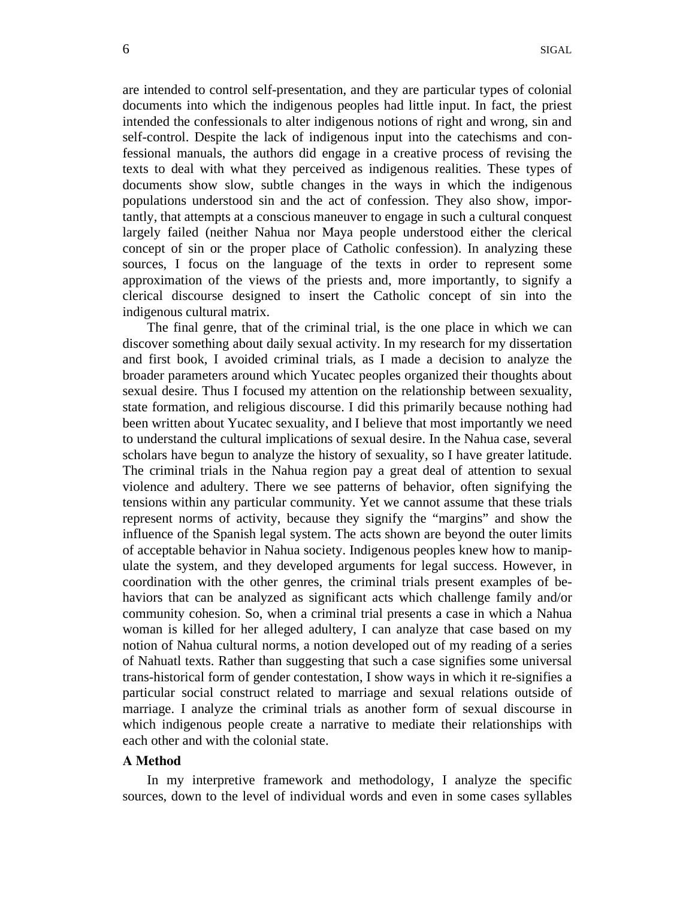are intended to control self-presentation, and they are particular types of colonial documents into which the indigenous peoples had little input. In fact, the priest intended the confessionals to alter indigenous notions of right and wrong, sin and self-control. Despite the lack of indigenous input into the catechisms and confessional manuals, the authors did engage in a creative process of revising the texts to deal with what they perceived as indigenous realities. These types of documents show slow, subtle changes in the ways in which the indigenous populations understood sin and the act of confession. They also show, importantly, that attempts at a conscious maneuver to engage in such a cultural conquest largely failed (neither Nahua nor Maya people understood either the clerical concept of sin or the proper place of Catholic confession). In analyzing these sources, I focus on the language of the texts in order to represent some approximation of the views of the priests and, more importantly, to signify a clerical discourse designed to insert the Catholic concept of sin into the indigenous cultural matrix.

The final genre, that of the criminal trial, is the one place in which we can discover something about daily sexual activity. In my research for my dissertation and first book, I avoided criminal trials, as I made a decision to analyze the broader parameters around which Yucatec peoples organized their thoughts about sexual desire. Thus I focused my attention on the relationship between sexuality, state formation, and religious discourse. I did this primarily because nothing had been written about Yucatec sexuality, and I believe that most importantly we need to understand the cultural implications of sexual desire. In the Nahua case, several scholars have begun to analyze the history of sexuality, so I have greater latitude. The criminal trials in the Nahua region pay a great deal of attention to sexual violence and adultery. There we see patterns of behavior, often signifying the tensions within any particular community. Yet we cannot assume that these trials represent norms of activity, because they signify the "margins" and show the influence of the Spanish legal system. The acts shown are beyond the outer limits of acceptable behavior in Nahua society. Indigenous peoples knew how to manipulate the system, and they developed arguments for legal success. However, in coordination with the other genres, the criminal trials present examples of behaviors that can be analyzed as significant acts which challenge family and/or community cohesion. So, when a criminal trial presents a case in which a Nahua woman is killed for her alleged adultery, I can analyze that case based on my notion of Nahua cultural norms, a notion developed out of my reading of a series of Nahuatl texts. Rather than suggesting that such a case signifies some universal trans-historical form of gender contestation, I show ways in which it re-signifies a particular social construct related to marriage and sexual relations outside of marriage. I analyze the criminal trials as another form of sexual discourse in which indigenous people create a narrative to mediate their relationships with each other and with the colonial state.

### A Method

In my interpretive framework and methodology, I analyze the specific sources, down to the level of individual words and even in some cases syllables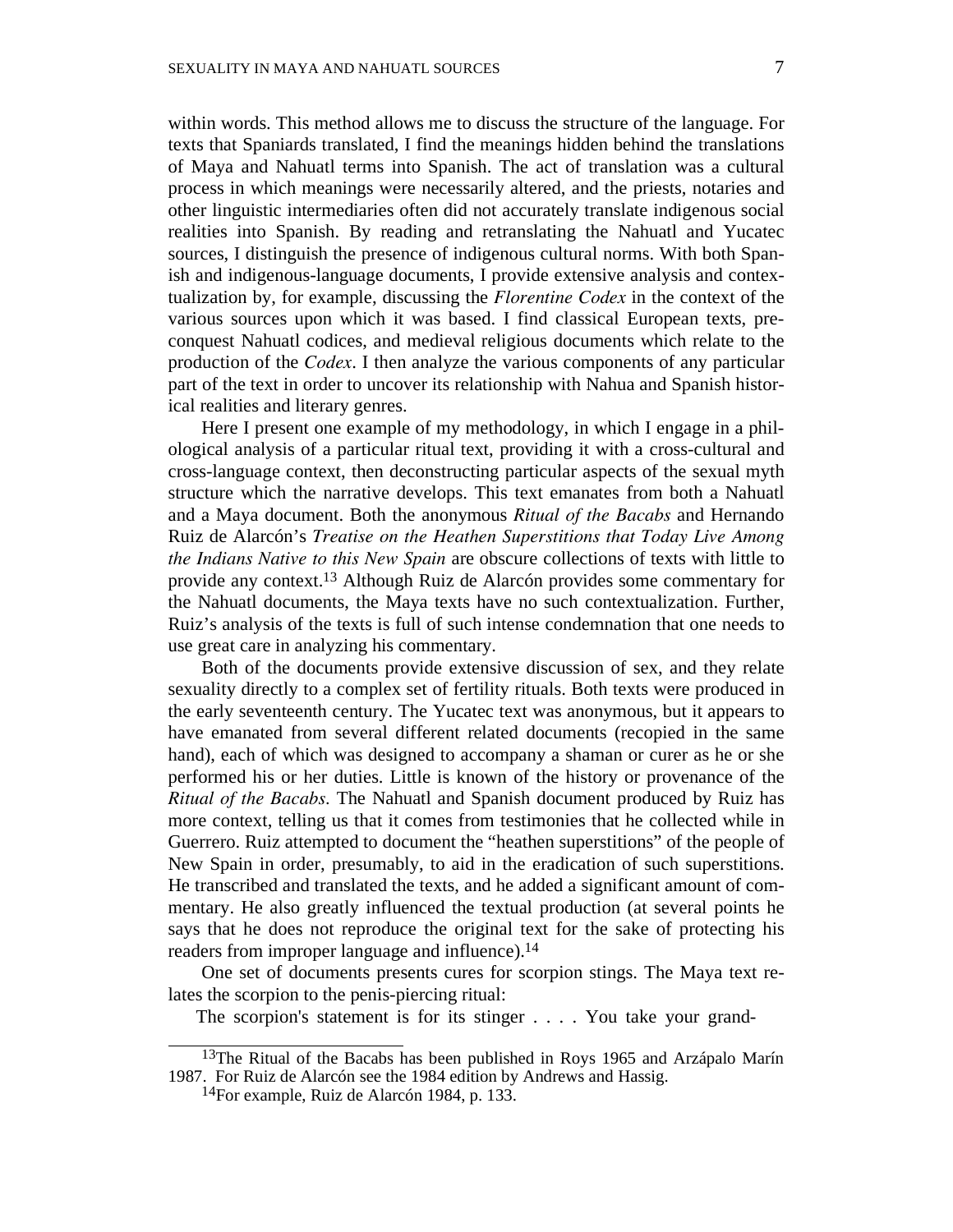within words. This method allows me to discuss the structure of the language. For texts that Spaniards translated, I find the meanings hidden behind the translations of Maya and Nahuatl terms into Spanish. The act of translation was a cultural process in which meanings were necessarily altered, and the priests, notaries and other linguistic intermediaries often did not accurately translate indigenous social realities into Spanish. By reading and retranslating the Nahuatl and Yucatec sources, I distinguish the presence of indigenous cultural norms. With both Spanish and indigenous-language documents, I provide extensive analysis and contextualization by, for example, discussing the *Florentine Codex* in the context of the various sources upon which it was based. I find classical European texts, preconquest Nahuatl codices, and medieval religious documents which relate to the production of the *Codex*. I then analyze the various components of any particular part of the text in order to uncover its relationship with Nahua and Spanish historical realities and literary genres.

Here I present one example of my methodology, in which I engage in a philological analysis of a particular ritual text, providing it with a cross-cultural and cross-language context, then deconstructing particular aspects of the sexual myth structure which the narrative develops. This text emanates from both a Nahuatl and a Maya document. Both the anonymous *Ritual of the Bacabs* and Hernando Ruiz de Alarcón's *Treatise on the Heathen Superstitions that Today Live Among the Indians Native to this New Spain* are obscure collections of texts with little to provide any context.[13] Although Ruiz de Alarcón provides some commentary for the Nahuatl documents, the Maya texts have no such contextualization. Further, Ruiz's analysis of the texts is full of such intense condemnation that one needs to use great care in analyzing his commentary.

Both of the documents provide extensive discussion of sex, and they relate sexuality directly to a complex set of fertility rituals. Both texts were produced in the early seventeenth century. The Yucatec text was anonymous, but it appears to have emanated from several different related documents (recopied in the same hand), each of which was designed to accompany a shaman or curer as he or she performed his or her duties. Little is known of the history or provenance of the *Ritual of the Bacabs.* The Nahuatl and Spanish document produced by Ruiz has more context, telling us that it comes from testimonies that he collected while in Guerrero. Ruiz attempted to document the "heathen superstitions" of the people of New Spain in order, presumably, to aid in the eradication of such superstitions. He transcribed and translated the texts, and he added a significant amount of commentary. He also greatly influenced the textual production (at several points he says that he does not reproduce the original text for the sake of protecting his readers from improper language and influence).[14]

One set of documents presents cures for scorpion stings. The Maya text relates the scorpion to the penis-piercing ritual:

The scorpion's statement is for its stinger . . . . You take your grand-

[13] The Ritual of the Bacabs has been published in Roys 1965 and Arzápalo Marín 1987. For Ruiz de Alarcón see the 1984 edition by Andrews and Hassig.

[14] For example, Ruiz de Alarcón 1984, p. 133.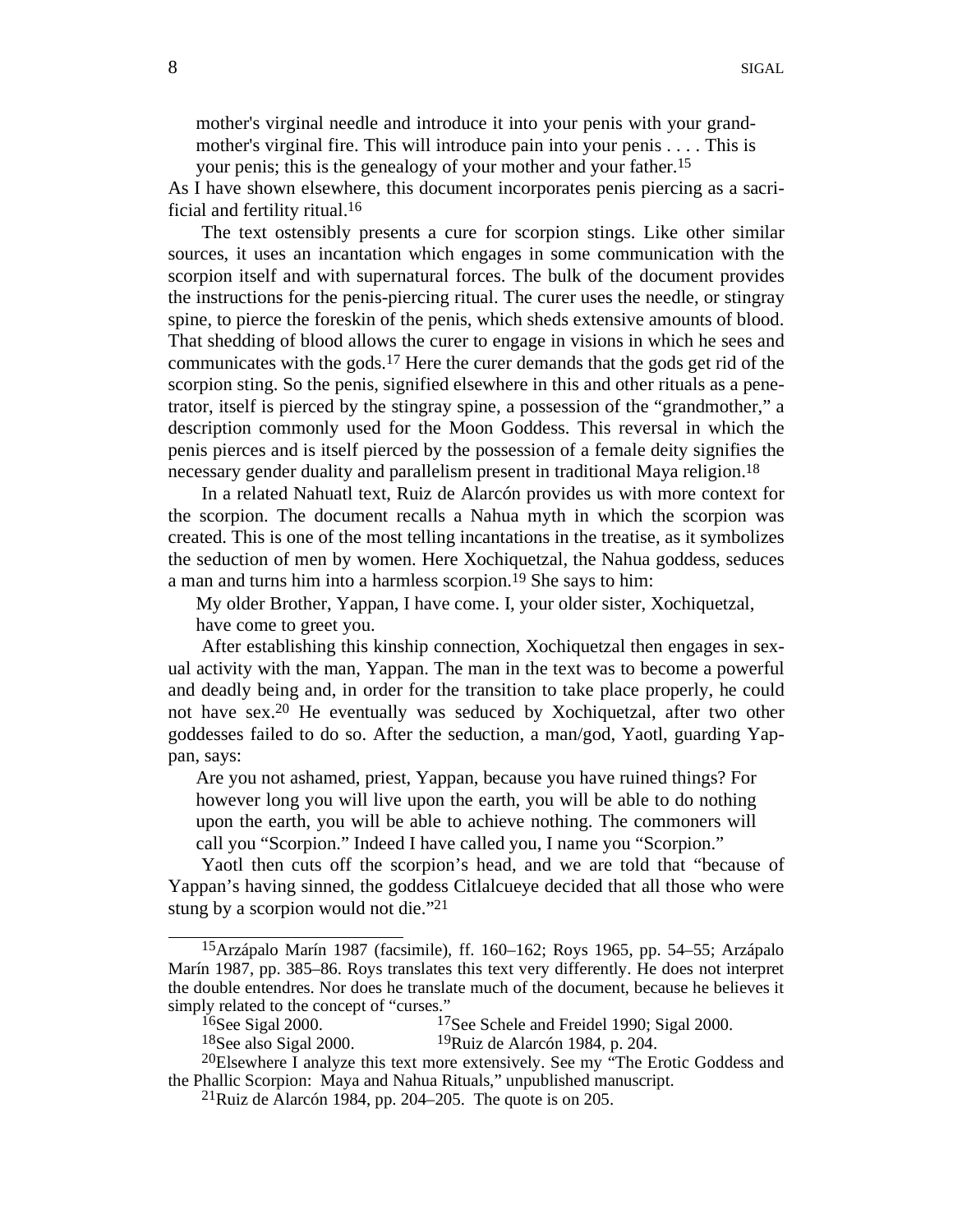> mother's virginal needle and introduce it into your penis with your grandmother's virginal fire. This will introduce pain into your penis . . . . This is your penis; this is the genealogy of your mother and your father.[15]

As I have shown elsewhere, this document incorporates penis piercing as a sacrificial and fertility ritual.[16]

The text ostensibly presents a cure for scorpion stings. Like other similar sources, it uses an incantation which engages in some communication with the scorpion itself and with supernatural forces. The bulk of the document provides the instructions for the penis-piercing ritual. The curer uses the needle, or stingray spine, to pierce the foreskin of the penis, which sheds extensive amounts of blood. That shedding of blood allows the curer to engage in visions in which he sees and communicates with the gods.[17] Here the curer demands that the gods get rid of the scorpion sting. So the penis, signified elsewhere in this and other rituals as a penetrator, itself is pierced by the stingray spine, a possession of the "grandmother," a description commonly used for the Moon Goddess. This reversal in which the penis pierces and is itself pierced by the possession of a female deity signifies the necessary gender duality and parallelism present in traditional Maya religion.[18]

In a related Nahuatl text, Ruiz de Alarcón provides us with more context for the scorpion. The document recalls a Nahua myth in which the scorpion was created. This is one of the most telling incantations in the treatise, as it symbolizes the seduction of men by women. Here Xochiquetzal, the Nahua goddess, seduces a man and turns him into a harmless scorpion.[19] She says to him:

> My older Brother, Yappan, I have come. I, your older sister, Xochiquetzal, have come to greet you.

After establishing this kinship connection, Xochiquetzal then engages in sexual activity with the man, Yappan. The man in the text was to become a powerful and deadly being and, in order for the transition to take place properly, he could not have sex.[20] He eventually was seduced by Xochiquetzal, after two other goddesses failed to do so. After the seduction, a man/god, Yaotl, guarding Yappan, says:

> Are you not ashamed, priest, Yappan, because you have ruined things? For however long you will live upon the earth, you will be able to do nothing upon the earth, you will be able to achieve nothing. The commoners will call you "Scorpion." Indeed I have called you, I name you "Scorpion."

Yaotl then cuts off the scorpion's head, and we are told that "because of Yappan's having sinned, the goddess Citlalcueye decided that all those who were stung by a scorpion would not die."[21]

---

[15] Arzápalo Marín 1987 (facsimile), ff. 160–162; Roys 1965, pp. 54–55; Arzápalo Marín 1987, pp. 385–86. Roys translates this text very differently. He does not interpret the double entendres. Nor does he translate much of the document, because he believes it simply related to the concept of "curses."

[16] See Sigal 2000.

[17] See Schele and Freidel 1990; Sigal 2000.

[18] See also Sigal 2000.

[19] Ruiz de Alarcón 1984, p. 204.

[20] Elsewhere I analyze this text more extensively. See my "The Erotic Goddess and the Phallic Scorpion: Maya and Nahua Rituals," unpublished manuscript.

[21] Ruiz de Alarcón 1984, pp. 204–205. The quote is on 205.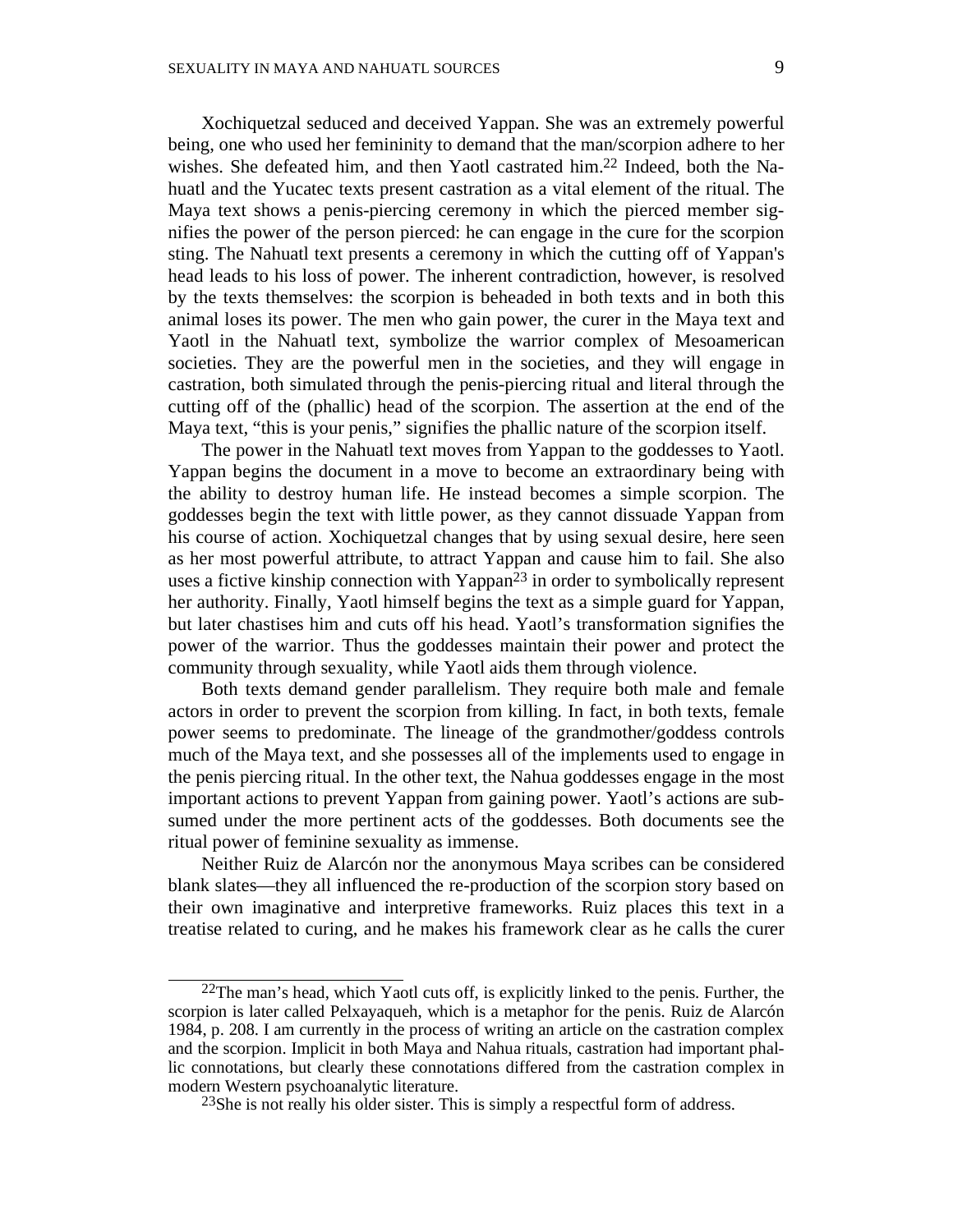Xochiquetzal seduced and deceived Yappan. She was an extremely powerful being, one who used her femininity to demand that the man/scorpion adhere to her wishes. She defeated him, and then Yaotl castrated him.[22] Indeed, both the Nahuatl and the Yucatec texts present castration as a vital element of the ritual. The Maya text shows a penis-piercing ceremony in which the pierced member signifies the power of the person pierced: he can engage in the cure for the scorpion sting. The Nahuatl text presents a ceremony in which the cutting off of Yappan's head leads to his loss of power. The inherent contradiction, however, is resolved by the texts themselves: the scorpion is beheaded in both texts and in both this animal loses its power. The men who gain power, the curer in the Maya text and Yaotl in the Nahuatl text, symbolize the warrior complex of Mesoamerican societies. They are the powerful men in the societies, and they will engage in castration, both simulated through the penis-piercing ritual and literal through the cutting off of the (phallic) head of the scorpion. The assertion at the end of the Maya text, "this is your penis," signifies the phallic nature of the scorpion itself.

The power in the Nahuatl text moves from Yappan to the goddesses to Yaotl. Yappan begins the document in a move to become an extraordinary being with the ability to destroy human life. He instead becomes a simple scorpion. The goddesses begin the text with little power, as they cannot dissuade Yappan from his course of action. Xochiquetzal changes that by using sexual desire, here seen as her most powerful attribute, to attract Yappan and cause him to fail. She also uses a fictive kinship connection with Yappan[23] in order to symbolically represent her authority. Finally, Yaotl himself begins the text as a simple guard for Yappan, but later chastises him and cuts off his head. Yaotl's transformation signifies the power of the warrior. Thus the goddesses maintain their power and protect the community through sexuality, while Yaotl aids them through violence.

Both texts demand gender parallelism. They require both male and female actors in order to prevent the scorpion from killing. In fact, in both texts, female power seems to predominate. The lineage of the grandmother/goddess controls much of the Maya text, and she possesses all of the implements used to engage in the penis piercing ritual. In the other text, the Nahua goddesses engage in the most important actions to prevent Yappan from gaining power. Yaotl's actions are subsumed under the more pertinent acts of the goddesses. Both documents see the ritual power of feminine sexuality as immense.

Neither Ruiz de Alarcón nor the anonymous Maya scribes can be considered blank slates—they all influenced the re-production of the scorpion story based on their own imaginative and interpretive frameworks. Ruiz places this text in a treatise related to curing, and he makes his framework clear as he calls the curer

---

[22] The man's head, which Yaotl cuts off, is explicitly linked to the penis. Further, the scorpion is later called Pelxayaqueh, which is a metaphor for the penis. Ruiz de Alarcón 1984, p. 208. I am currently in the process of writing an article on the castration complex and the scorpion. Implicit in both Maya and Nahua rituals, castration had important phallic connotations, but clearly these connotations differed from the castration complex in modern Western psychoanalytic literature.

[23] She is not really his older sister. This is simply a respectful form of address.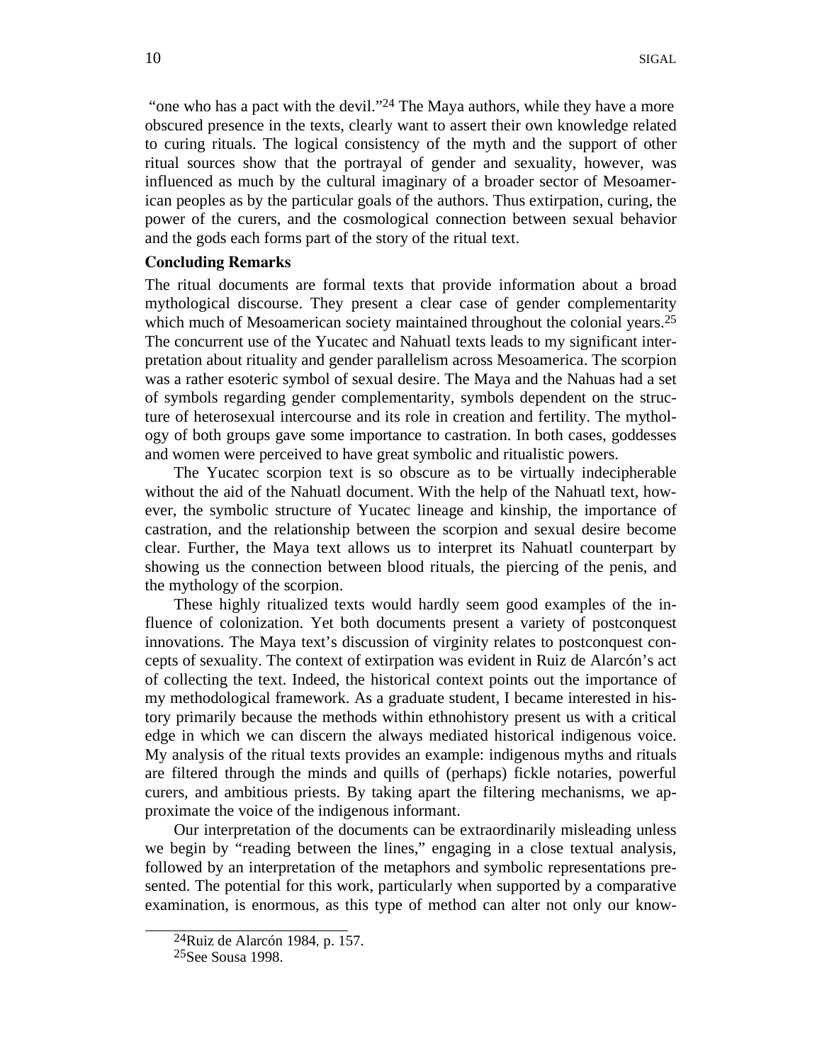"one who has a pact with the devil."[24] The Maya authors, while they have a more obscured presence in the texts, clearly want to assert their own knowledge related to curing rituals. The logical consistency of the myth and the support of other ritual sources show that the portrayal of gender and sexuality, however, was influenced as much by the cultural imaginary of a broader sector of Mesoamerican peoples as by the particular goals of the authors. Thus extirpation, curing, the power of the curers, and the cosmological connection between sexual behavior and the gods each forms part of the story of the ritual text.

**Concluding Remarks**

The ritual documents are formal texts that provide information about a broad mythological discourse. They present a clear case of gender complementarity which much of Mesoamerican society maintained throughout the colonial years.[25] The concurrent use of the Yucatec and Nahuatl texts leads to my significant interpretation about rituality and gender parallelism across Mesoamerica. The scorpion was a rather esoteric symbol of sexual desire. The Maya and the Nahuas had a set of symbols regarding gender complementarity, symbols dependent on the structure of heterosexual intercourse and its role in creation and fertility. The mythology of both groups gave some importance to castration. In both cases, goddesses and women were perceived to have great symbolic and ritualistic powers.

The Yucatec scorpion text is so obscure as to be virtually indecipherable without the aid of the Nahuatl document. With the help of the Nahuatl text, however, the symbolic structure of Yucatec lineage and kinship, the importance of castration, and the relationship between the scorpion and sexual desire become clear. Further, the Maya text allows us to interpret its Nahuatl counterpart by showing us the connection between blood rituals, the piercing of the penis, and the mythology of the scorpion.

These highly ritualized texts would hardly seem good examples of the influence of colonization. Yet both documents present a variety of postconquest innovations. The Maya text's discussion of virginity relates to postconquest concepts of sexuality. The context of extirpation was evident in Ruiz de Alarcón's act of collecting the text. Indeed, the historical context points out the importance of my methodological framework. As a graduate student, I became interested in history primarily because the methods within ethnohistory present us with a critical edge in which we can discern the always mediated historical indigenous voice. My analysis of the ritual texts provides an example: indigenous myths and rituals are filtered through the minds and quills of (perhaps) fickle notaries, powerful curers, and ambitious priests. By taking apart the filtering mechanisms, we approximate the voice of the indigenous informant.

Our interpretation of the documents can be extraordinarily misleading unless we begin by "reading between the lines," engaging in a close textual analysis, followed by an interpretation of the metaphors and symbolic representations presented. The potential for this work, particularly when supported by a comparative examination, is enormous, as this type of method can alter not only our know-

[24]Ruiz de Alarcón 1984, p. 157.

[25]See Sousa 1998.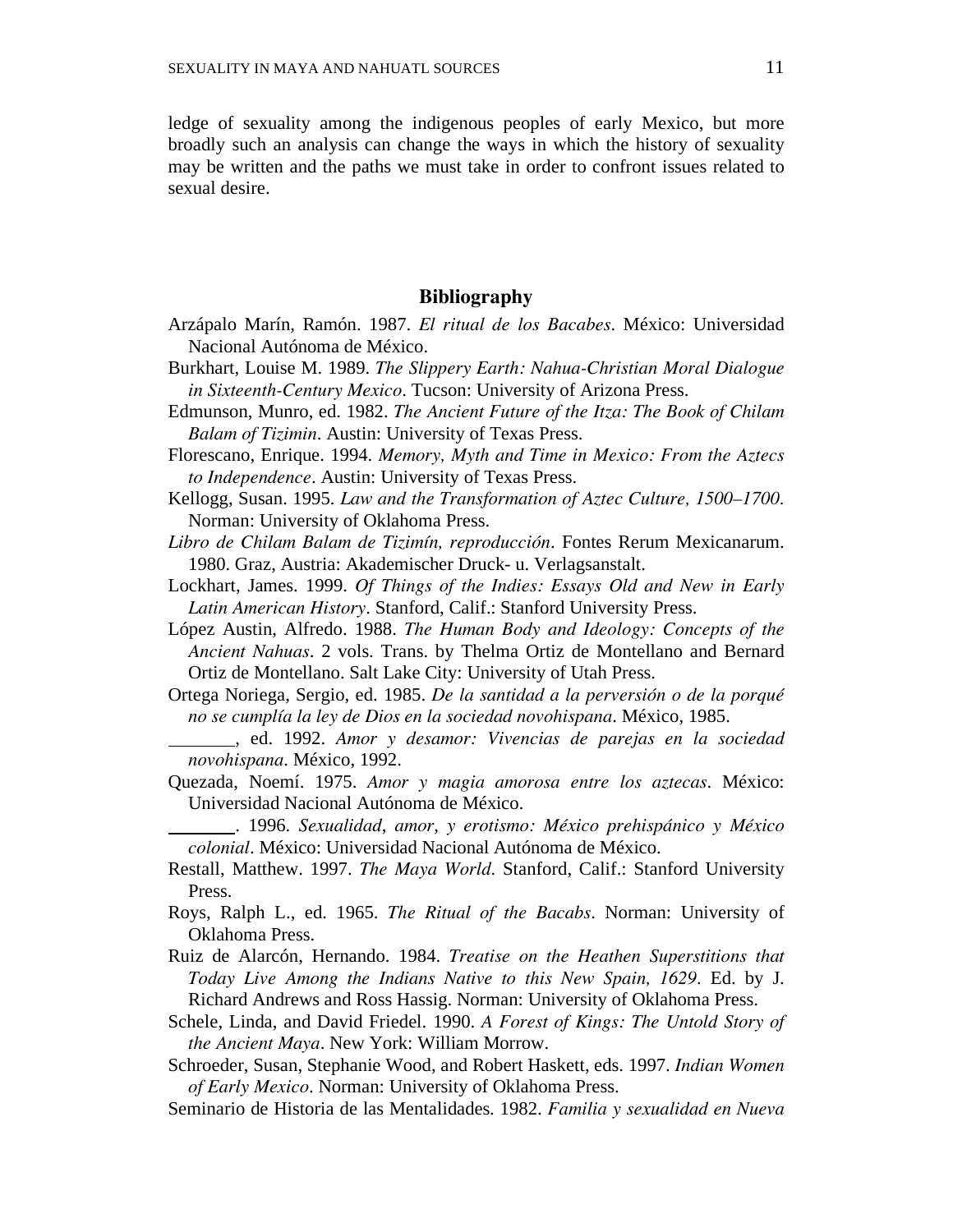ledge of sexuality among the indigenous peoples of early Mexico, but more broadly such an analysis can change the ways in which the history of sexuality may be written and the paths we must take in order to confront issues related to sexual desire.

## Bibliography

Arzápalo Marín, Ramón. 1987. *El ritual de los Bacabes*. México: Universidad Nacional Autónoma de México.

Burkhart, Louise M. 1989. *The Slippery Earth: Nahua-Christian Moral Dialogue in Sixteenth-Century Mexico*. Tucson: University of Arizona Press.

Edmunson, Munro, ed. 1982. *The Ancient Future of the Itza: The Book of Chilam Balam of Tizimin*. Austin: University of Texas Press.

Florescano, Enrique. 1994. *Memory, Myth and Time in Mexico: From the Aztecs to Independence*. Austin: University of Texas Press.

Kellogg, Susan. 1995. *Law and the Transformation of Aztec Culture, 1500–1700*. Norman: University of Oklahoma Press.

*Libro de Chilam Balam de Tizimín, reproducción*. Fontes Rerum Mexicanarum. 1980. Graz, Austria: Akademischer Druck- u. Verlagsanstalt.

Lockhart, James. 1999. *Of Things of the Indies: Essays Old and New in Early Latin American History*. Stanford, Calif.: Stanford University Press.

López Austin, Alfredo. 1988. *The Human Body and Ideology: Concepts of the Ancient Nahuas*. 2 vols. Trans. by Thelma Ortiz de Montellano and Bernard Ortiz de Montellano. Salt Lake City: University of Utah Press.

Ortega Noriega, Sergio, ed. 1985. *De la santidad a la perversión o de la porqué no se cumplía la ley de Dios en la sociedad novohispana*. México, 1985.

_______, ed. 1992. *Amor y desamor: Vivencias de parejas en la sociedad novohispana*. México, 1992.

Quezada, Noemí. 1975. *Amor y magia amorosa entre los aztecas*. México: Universidad Nacional Autónoma de México.

_______. 1996. *Sexualidad, amor, y erotismo: México prehispánico y México colonial*. México: Universidad Nacional Autónoma de México.

Restall, Matthew. 1997. *The Maya World*. Stanford, Calif.: Stanford University Press.

Roys, Ralph L., ed. 1965. *The Ritual of the Bacabs*. Norman: University of Oklahoma Press.

Ruiz de Alarcón, Hernando. 1984. *Treatise on the Heathen Superstitions that Today Live Among the Indians Native to this New Spain, 1629*. Ed. by J. Richard Andrews and Ross Hassig. Norman: University of Oklahoma Press.

Schele, Linda, and David Friedel. 1990. *A Forest of Kings: The Untold Story of the Ancient Maya*. New York: William Morrow.

Schroeder, Susan, Stephanie Wood, and Robert Haskett, eds. 1997. *Indian Women of Early Mexico*. Norman: University of Oklahoma Press.

Seminario de Historia de las Mentalidades. 1982. *Familia y sexualidad en Nueva*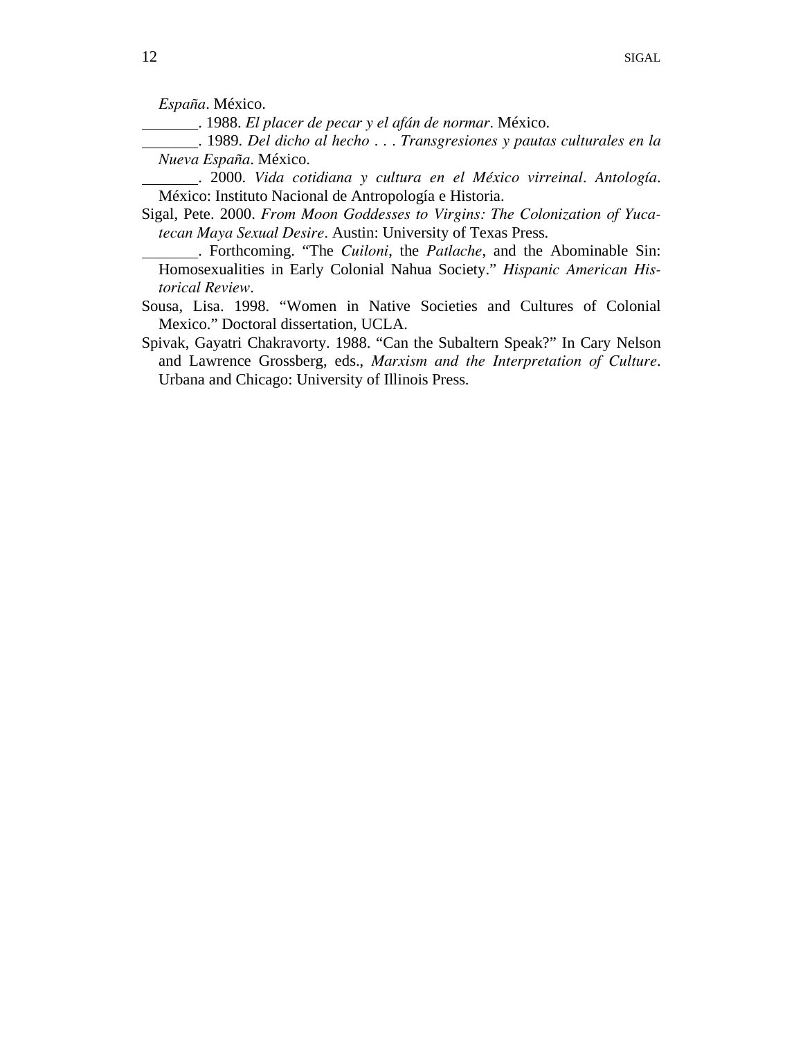*España*. México.

\_\_\_\_\_\_\_. 1988. *El placer de pecar y el afán de normar*. México.

\_\_\_\_\_\_\_. 1989. *Del dicho al hecho . . . Transgresiones y pautas culturales en la Nueva España*. México.

\_\_\_\_\_\_\_. 2000. *Vida cotidiana y cultura en el México virreinal*. *Antología*. México: Instituto Nacional de Antropología e Historia.

Sigal, Pete. 2000. *From Moon Goddesses to Virgins: The Colonization of Yucatecan Maya Sexual Desire*. Austin: University of Texas Press.

\_\_\_\_\_\_\_. Forthcoming. "The *Cuiloni*, the *Patlache*, and the Abominable Sin: Homosexualities in Early Colonial Nahua Society." *Hispanic American Historical Review*.

Sousa, Lisa. 1998. "Women in Native Societies and Cultures of Colonial Mexico." Doctoral dissertation, UCLA.

Spivak, Gayatri Chakravorty. 1988. "Can the Subaltern Speak?" In Cary Nelson and Lawrence Grossberg, eds., *Marxism and the Interpretation of Culture*. Urbana and Chicago: University of Illinois Press.